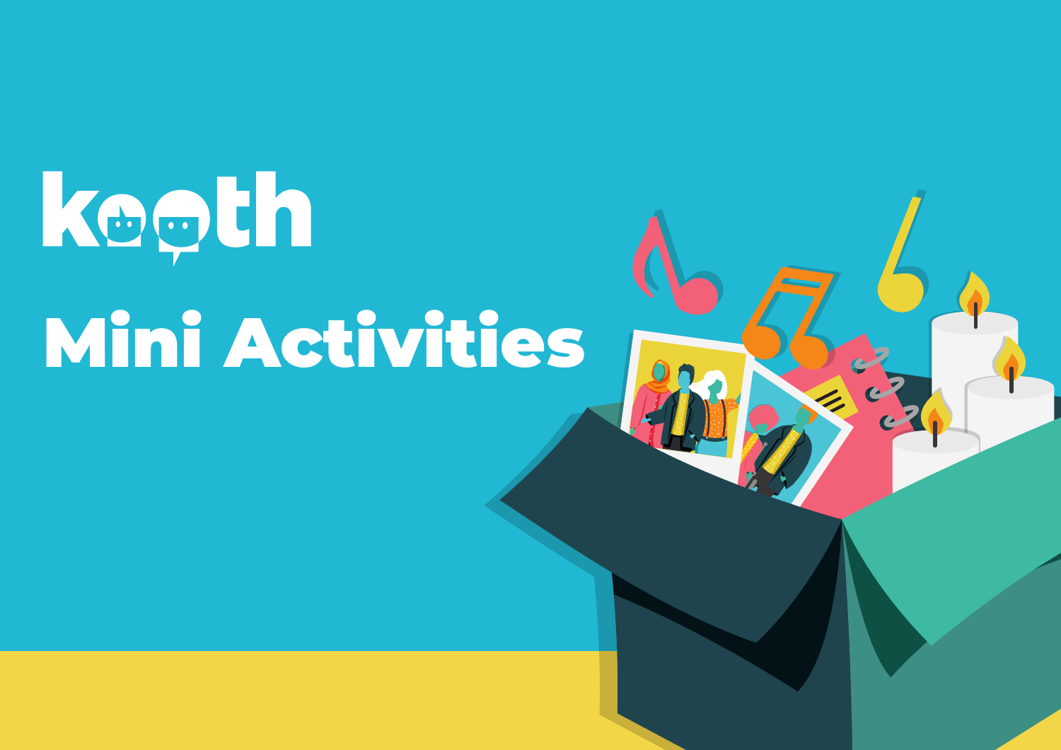# kooth

# Mini Activities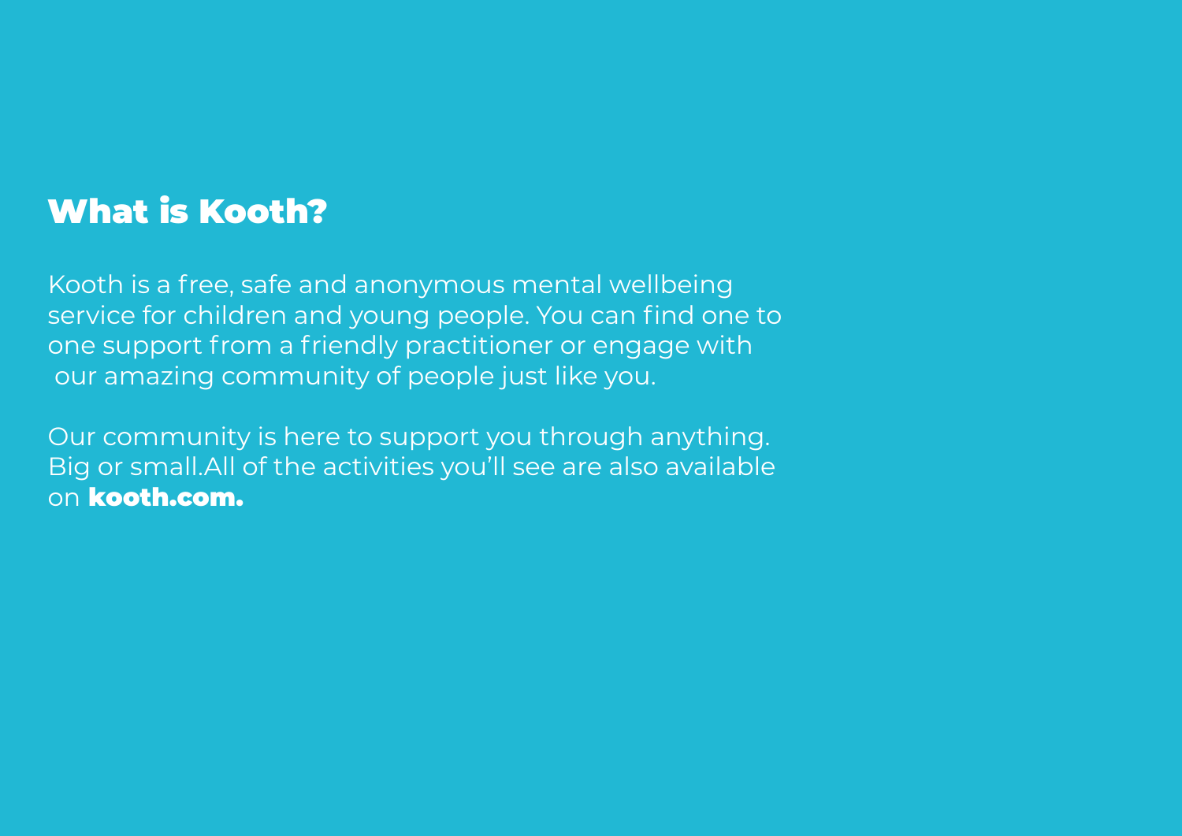# What is Kooth?

Kooth is a free, safe and anonymous mental wellbeing service for children and young people. You can find one to one support from a friendly practitioner or engage with our amazing community of people just like you.

Our community is here to support you through anything. Big or small.All of the activities you'll see are also available on **kooth.com.**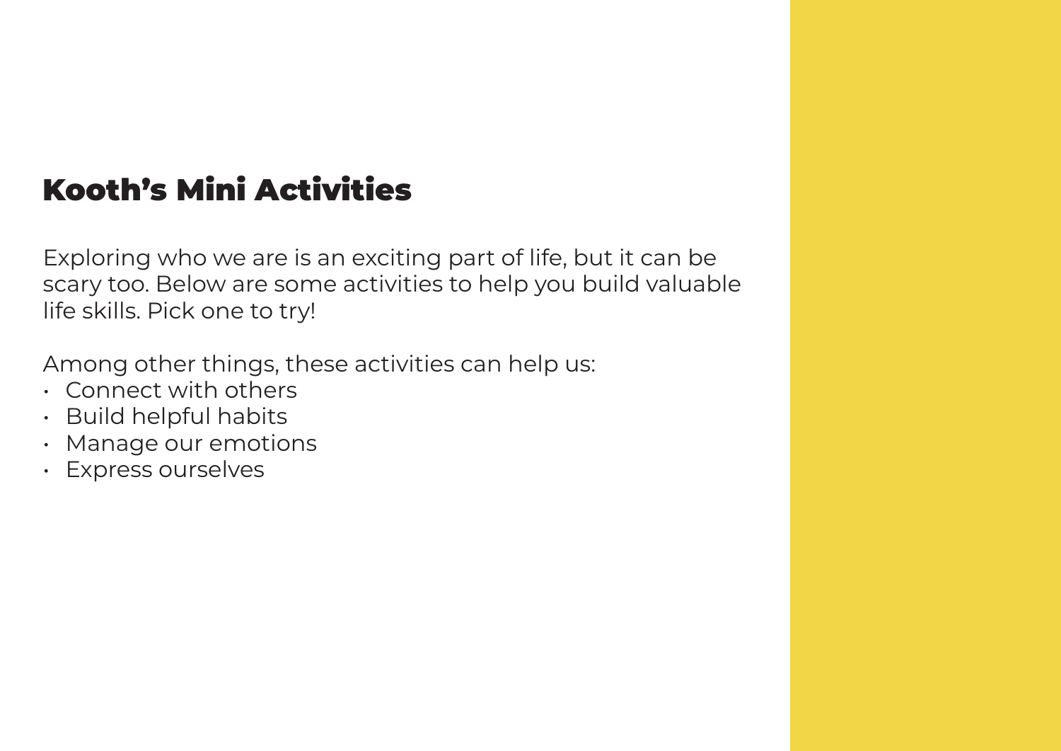# Kooth's Mini Activities

Exploring who we are is an exciting part of life, but it can be scary too. Below are some activities to help you build valuable life skills. Pick one to try!

Among other things, these activities can help us:

- Connect with others
- Build helpful habits
- Manage our emotions
- Express ourselves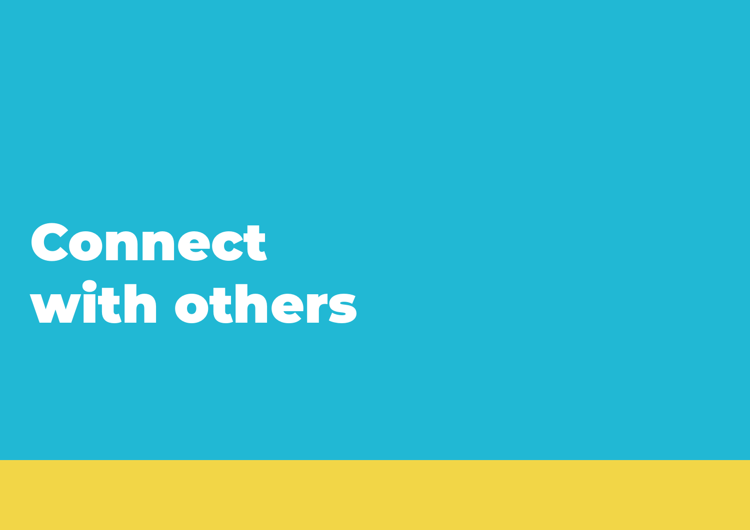# Connect with others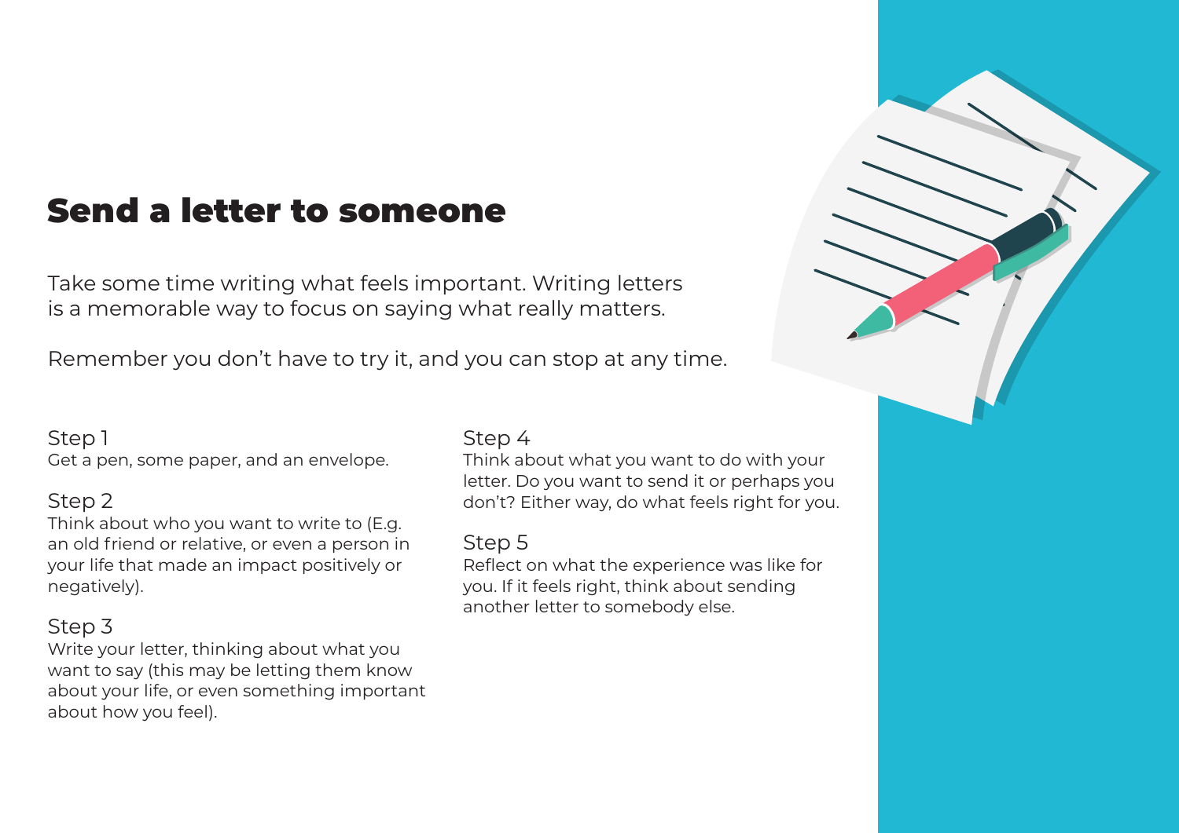# Send a letter to someone

Take some time writing what feels important. Writing letters is a memorable way to focus on saying what really matters.

Remember you don't have to try it, and you can stop at any time.

Step 1
Get a pen, some paper, and an envelope.

Step 2
Think about who you want to write to (E.g. an old friend or relative, or even a person in your life that made an impact positively or negatively).

Step 3
Write your letter, thinking about what you want to say (this may be letting them know about your life, or even something important about how you feel).

Step 4
Think about what you want to do with your letter. Do you want to send it or perhaps you don't? Either way, do what feels right for you.

Step 5
Reflect on what the experience was like for you. If it feels right, think about sending another letter to somebody else.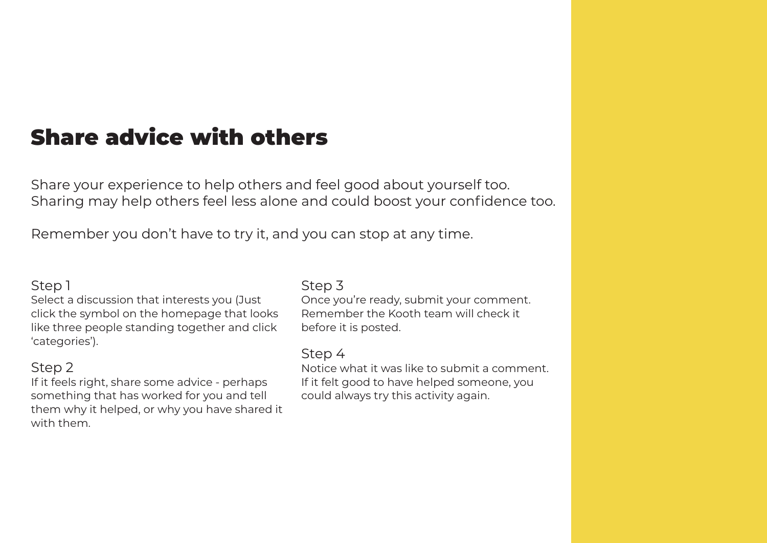# Share advice with others

Share your experience to help others and feel good about yourself too. Sharing may help others feel less alone and could boost your confidence too.

Remember you don't have to try it, and you can stop at any time.

### Step 1

Select a discussion that interests you (Just click the symbol on the homepage that looks like three people standing together and click 'categories').

### Step 2

If it feels right, share some advice - perhaps something that has worked for you and tell them why it helped, or why you have shared it with them.

### Step 3

Once you're ready, submit your comment. Remember the Kooth team will check it before it is posted.

### Step 4

Notice what it was like to submit a comment. If it felt good to have helped someone, you could always try this activity again.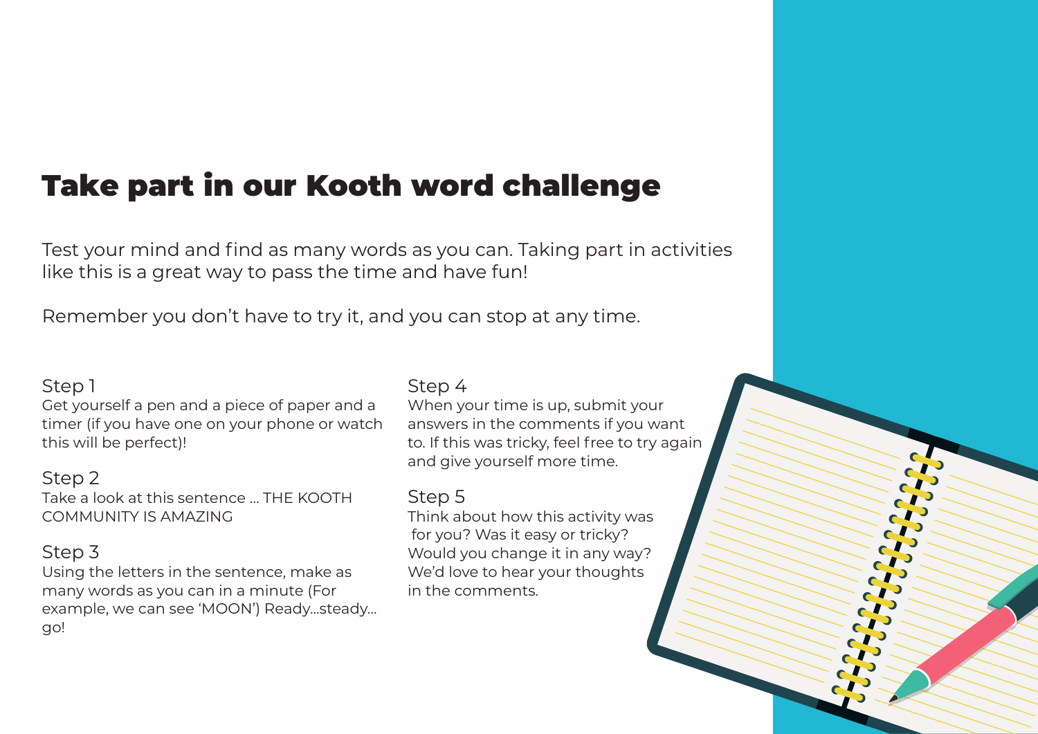# Take part in our Kooth word challenge

Test your mind and find as many words as you can. Taking part in activities like this is a great way to pass the time and have fun!

Remember you don't have to try it, and you can stop at any time.

Step 1
Get yourself a pen and a piece of paper and a timer (if you have one on your phone or watch this will be perfect)!

Step 2
Take a look at this sentence ... THE KOOTH COMMUNITY IS AMAZING

Step 3
Using the letters in the sentence, make as many words as you can in a minute (For example, we can see 'MOON') Ready...steady... go!

Step 4
When your time is up, submit your answers in the comments if you want to. If this was tricky, feel free to try again and give yourself more time.

Step 5
Think about how this activity was for you? Was it easy or tricky? Would you change it in any way? We'd love to hear your thoughts in the comments.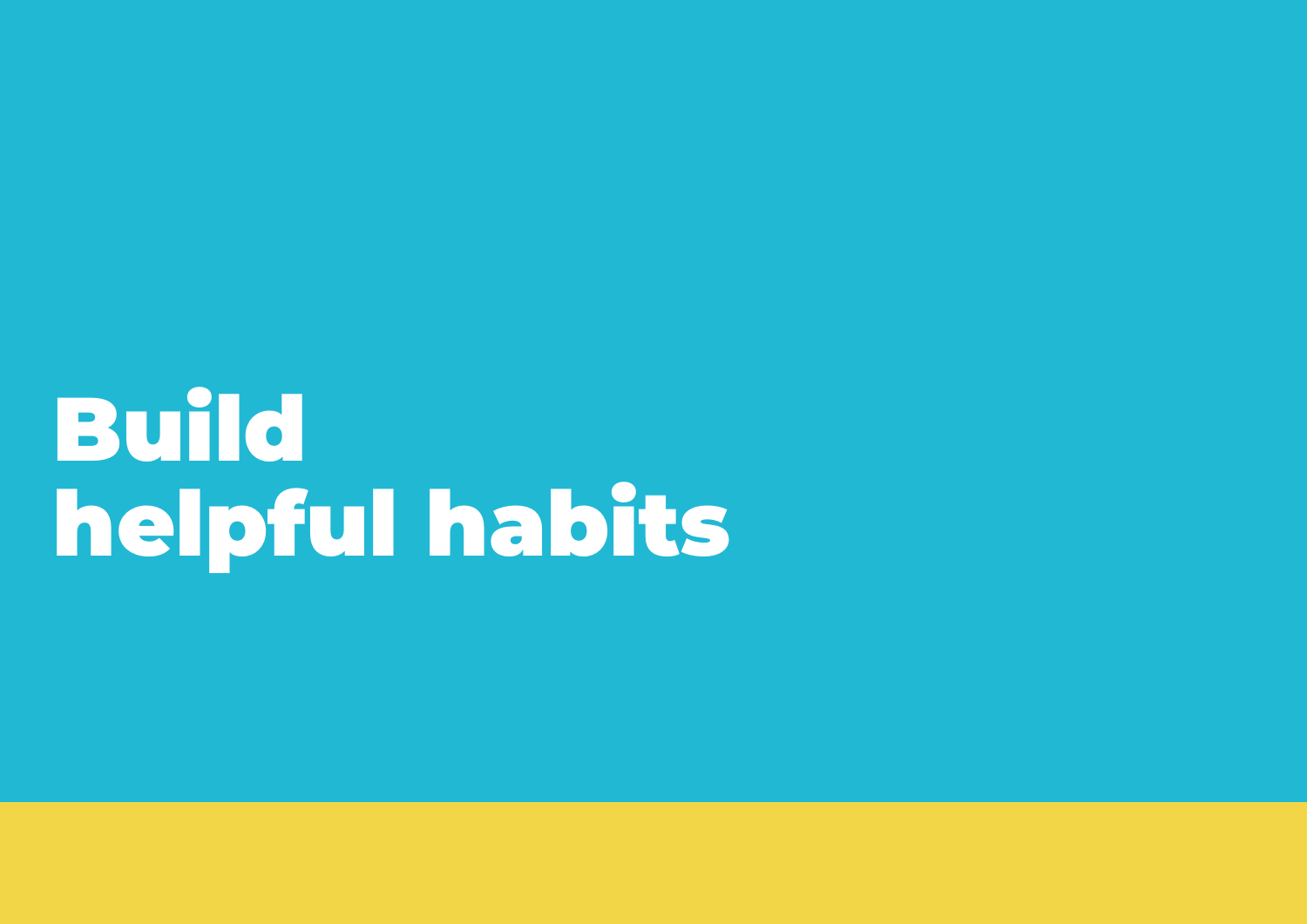# Build helpful habits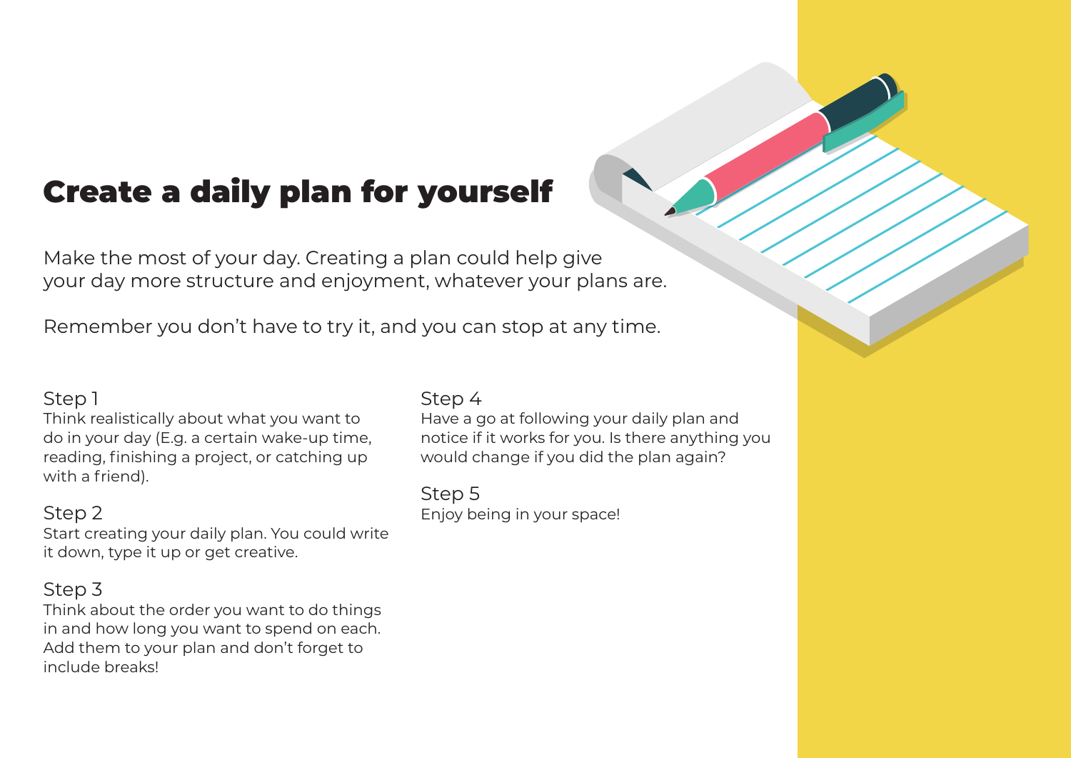# Create a daily plan for yourself

Make the most of your day. Creating a plan could help give your day more structure and enjoyment, whatever your plans are.

Remember you don't have to try it, and you can stop at any time.

### Step 1

Think realistically about what you want to do in your day (E.g. a certain wake-up time, reading, finishing a project, or catching up with a friend).

### Step 2

Start creating your daily plan. You could write it down, type it up or get creative.

### Step 3

Think about the order you want to do things in and how long you want to spend on each. Add them to your plan and don't forget to include breaks!

### Step 4

Have a go at following your daily plan and notice if it works for you. Is there anything you would change if you did the plan again?

### Step 5

Enjoy being in your space!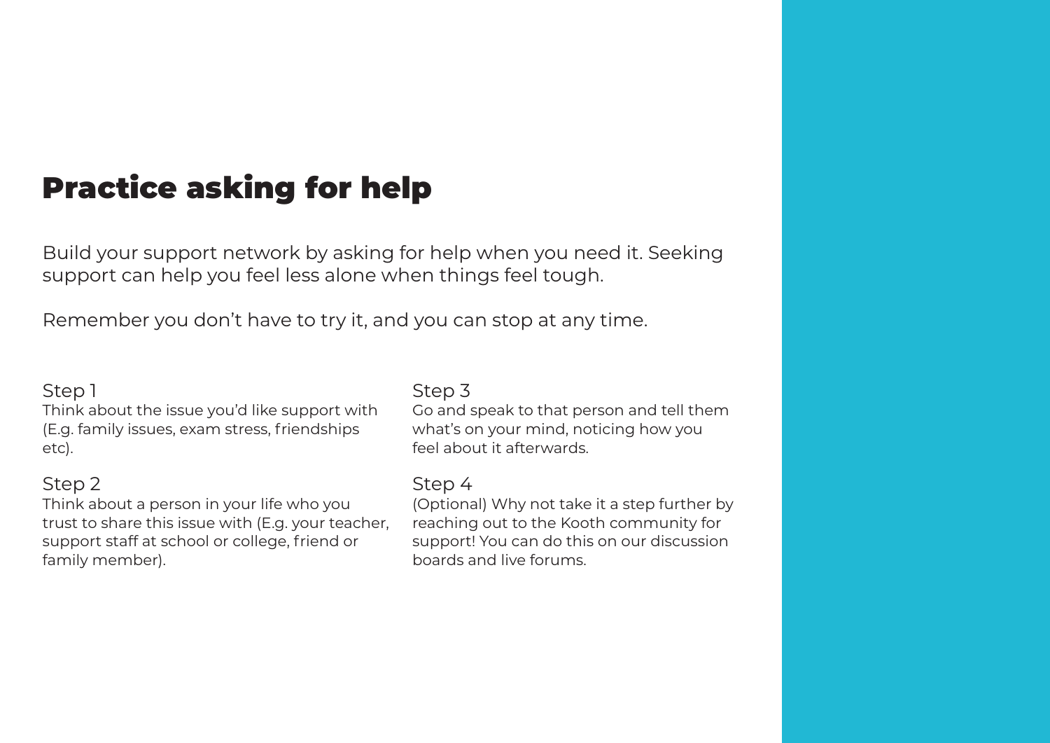# Practice asking for help

Build your support network by asking for help when you need it. Seeking support can help you feel less alone when things feel tough.

Remember you don't have to try it, and you can stop at any time.

Step 1
Think about the issue you'd like support with (E.g. family issues, exam stress, friendships etc).

Step 2
Think about a person in your life who you trust to share this issue with (E.g. your teacher, support staff at school or college, friend or family member).

Step 3
Go and speak to that person and tell them what's on your mind, noticing how you feel about it afterwards.

Step 4
(Optional) Why not take it a step further by reaching out to the Kooth community for support! You can do this on our discussion boards and live forums.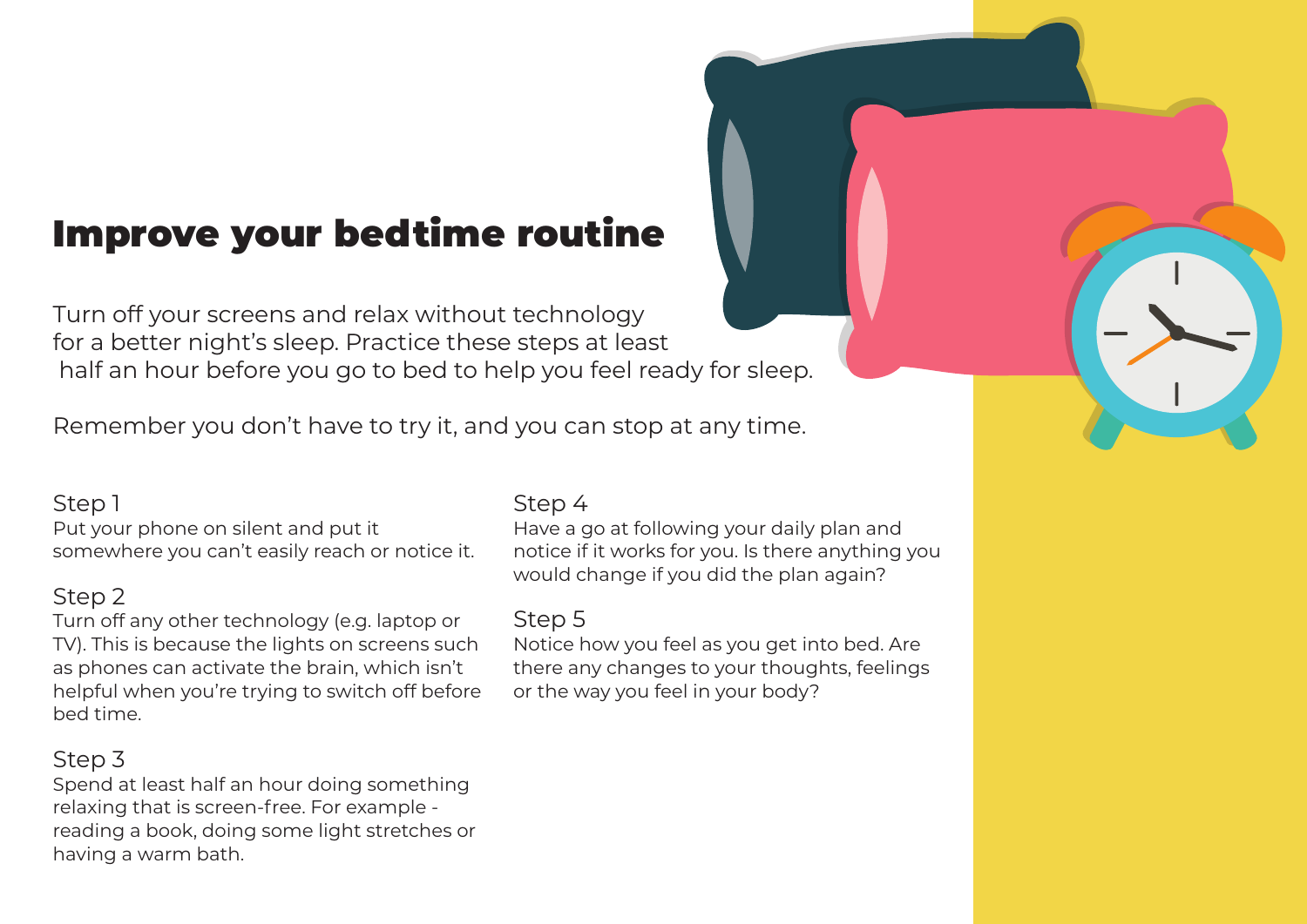# Improve your bedtime routine

Turn off your screens and relax without technology for a better night's sleep. Practice these steps at least half an hour before you go to bed to help you feel ready for sleep.

Remember you don't have to try it, and you can stop at any time.

Step 1
Put your phone on silent and put it somewhere you can't easily reach or notice it.

Step 2
Turn off any other technology (e.g. laptop or TV). This is because the lights on screens such as phones can activate the brain, which isn't helpful when you're trying to switch off before bed time.

Step 3
Spend at least half an hour doing something relaxing that is screen-free. For example - reading a book, doing some light stretches or having a warm bath.

Step 4
Have a go at following your daily plan and notice if it works for you. Is there anything you would change if you did the plan again?

Step 5
Notice how you feel as you get into bed. Are there any changes to your thoughts, feelings or the way you feel in your body?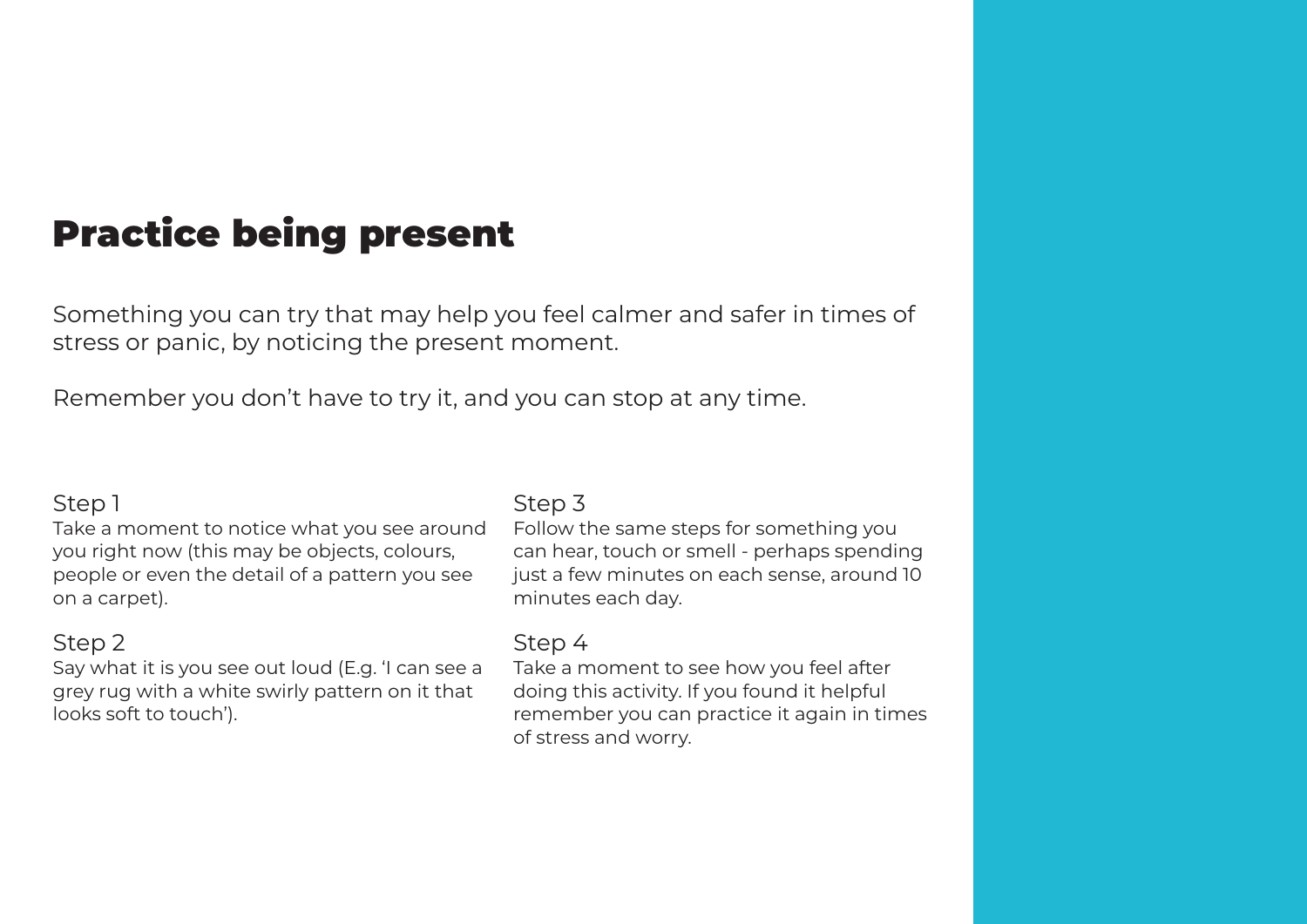# Practice being present

Something you can try that may help you feel calmer and safer in times of stress or panic, by noticing the present moment.

Remember you don't have to try it, and you can stop at any time.

Step 1
Take a moment to notice what you see around you right now (this may be objects, colours, people or even the detail of a pattern you see on a carpet).

Step 2
Say what it is you see out loud (E.g. 'I can see a grey rug with a white swirly pattern on it that looks soft to touch').

Step 3
Follow the same steps for something you can hear, touch or smell - perhaps spending just a few minutes on each sense, around 10 minutes each day.

Step 4
Take a moment to see how you feel after doing this activity. If you found it helpful remember you can practice it again in times of stress and worry.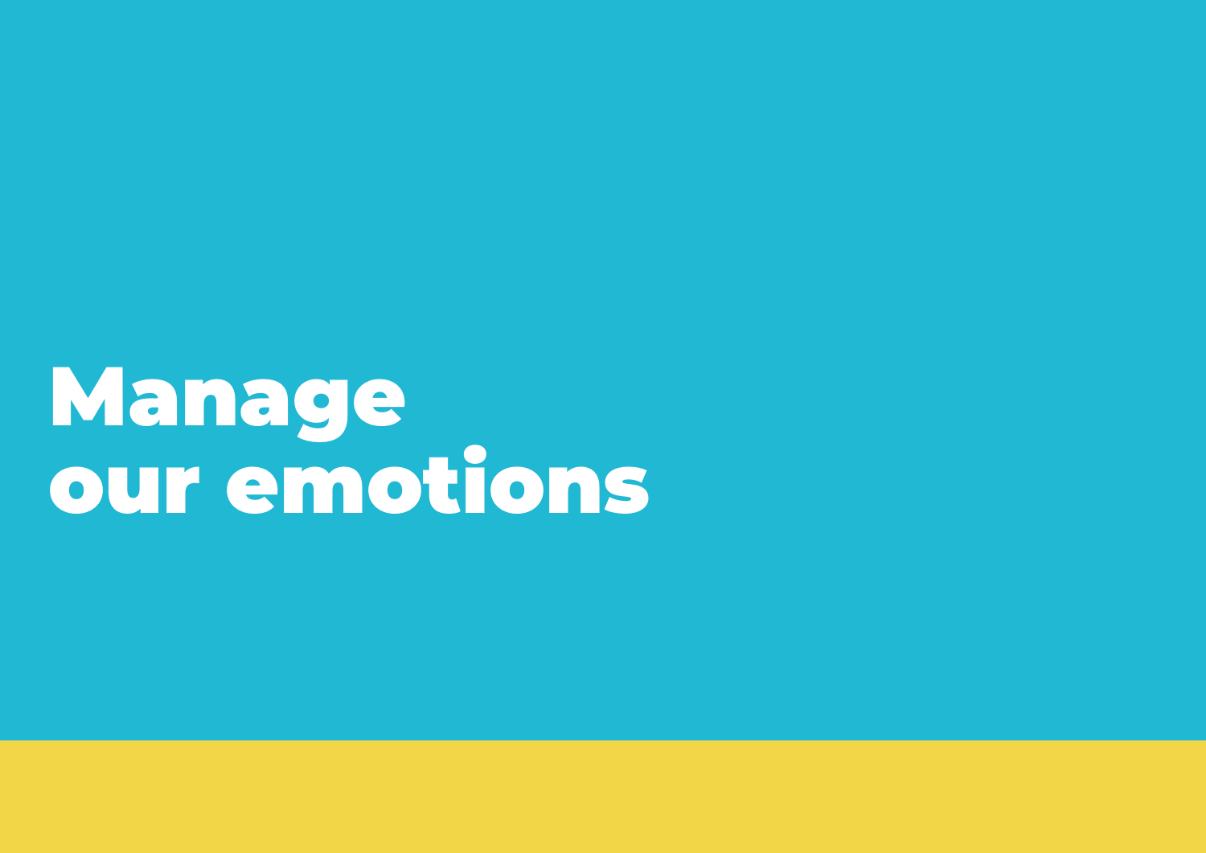# Manage our emotions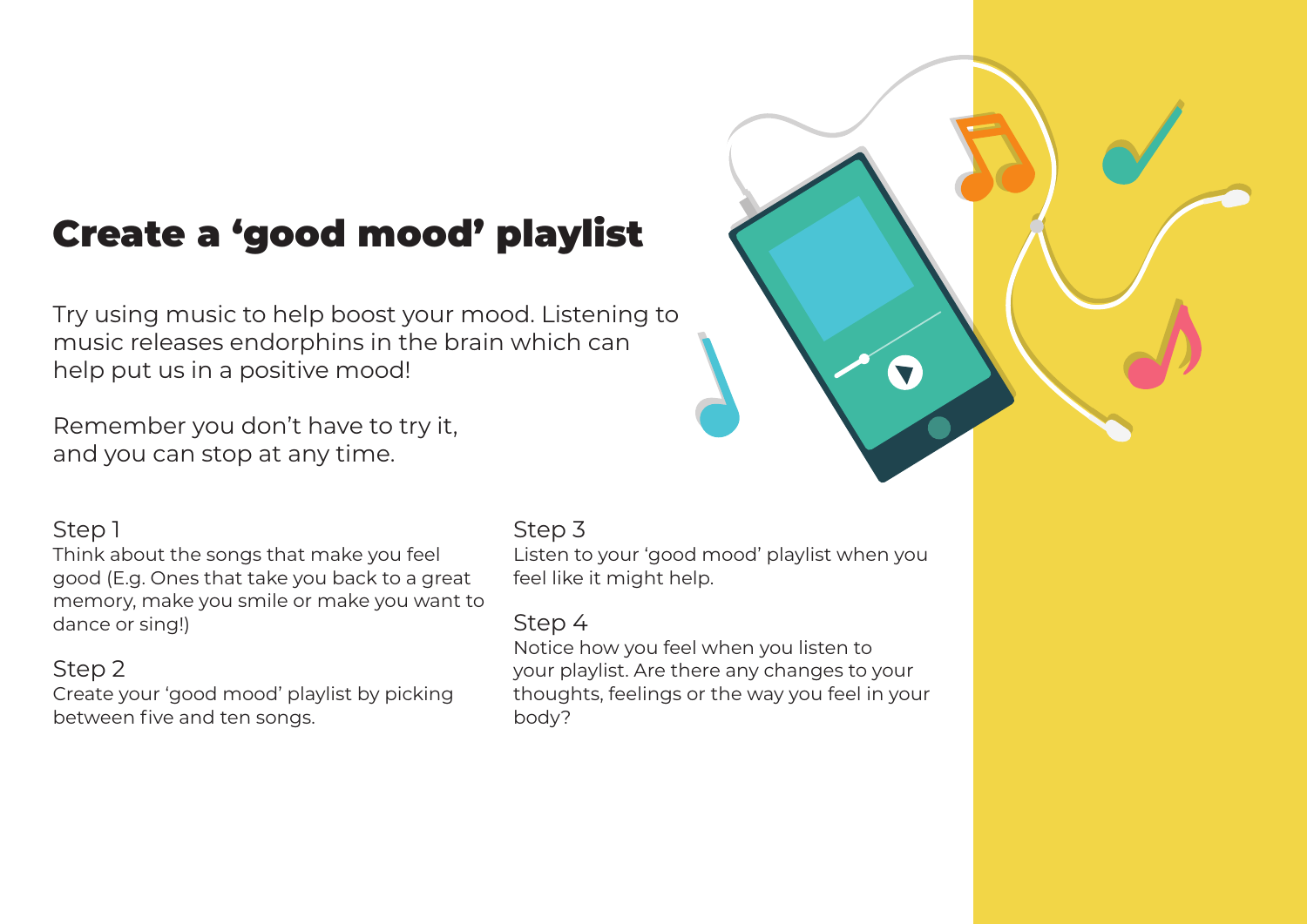# Create a 'good mood' playlist

Try using music to help boost your mood. Listening to music releases endorphins in the brain which can help put us in a positive mood!

Remember you don't have to try it, and you can stop at any time.

### Step 1

Think about the songs that make you feel good (E.g. Ones that take you back to a great memory, make you smile or make you want to dance or sing!)

### Step 2

Create your 'good mood' playlist by picking between five and ten songs.

### Step 3

Listen to your 'good mood' playlist when you feel like it might help.

### Step 4

Notice how you feel when you listen to your playlist. Are there any changes to your thoughts, feelings or the way you feel in your body?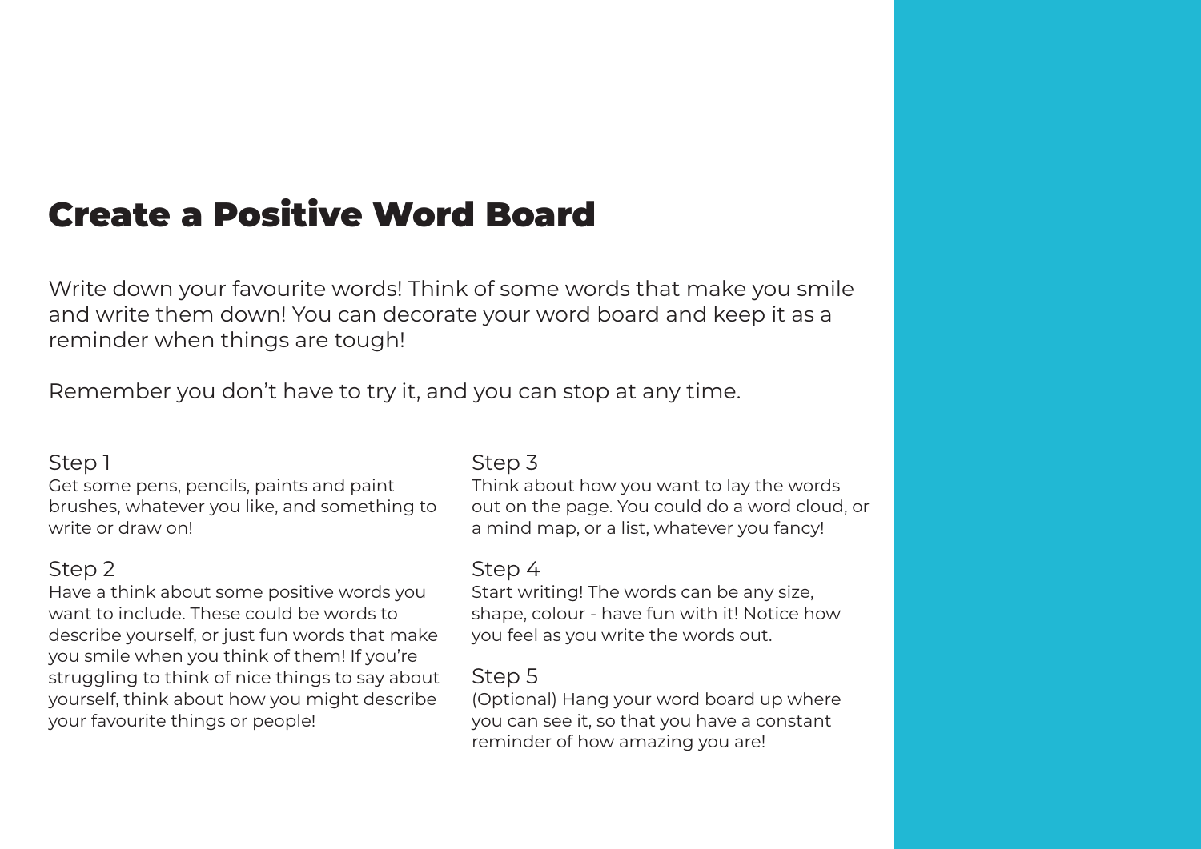# Create a Positive Word Board

Write down your favourite words! Think of some words that make you smile and write them down! You can decorate your word board and keep it as a reminder when things are tough!

Remember you don't have to try it, and you can stop at any time.

Step 1
Get some pens, pencils, paints and paint brushes, whatever you like, and something to write or draw on!

Step 2
Have a think about some positive words you want to include. These could be words to describe yourself, or just fun words that make you smile when you think of them! If you're struggling to think of nice things to say about yourself, think about how you might describe your favourite things or people!

Step 3
Think about how you want to lay the words out on the page. You could do a word cloud, or a mind map, or a list, whatever you fancy!

Step 4
Start writing! The words can be any size, shape, colour - have fun with it! Notice how you feel as you write the words out.

Step 5
(Optional) Hang your word board up where you can see it, so that you have a constant reminder of how amazing you are!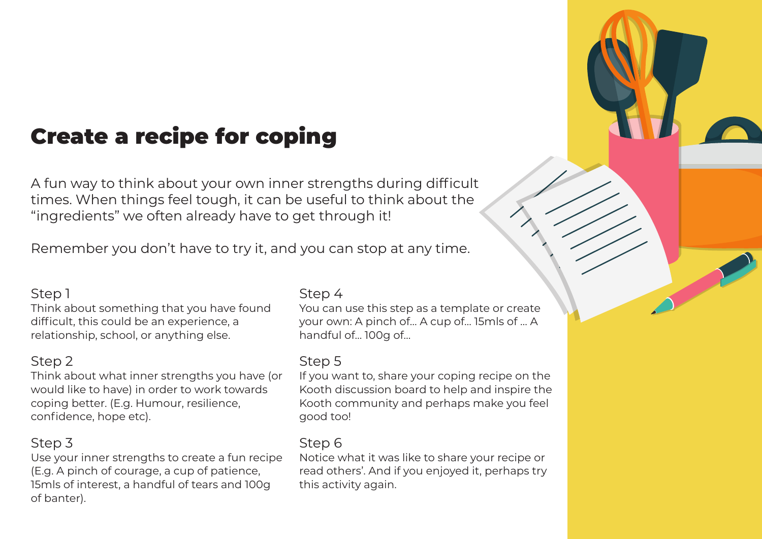# Create a recipe for coping

A fun way to think about your own inner strengths during difficult times. When things feel tough, it can be useful to think about the "ingredients" we often already have to get through it!

Remember you don't have to try it, and you can stop at any time.

Step 1
Think about something that you have found difficult, this could be an experience, a relationship, school, or anything else.

Step 2
Think about what inner strengths you have (or would like to have) in order to work towards coping better. (E.g. Humour, resilience, confidence, hope etc).

Step 3
Use your inner strengths to create a fun recipe (E.g. A pinch of courage, a cup of patience, 15mls of interest, a handful of tears and 100g of banter).

Step 4
You can use this step as a template or create your own: A pinch of... A cup of... 15mls of ... A handful of... 100g of...

Step 5
If you want to, share your coping recipe on the Kooth discussion board to help and inspire the Kooth community and perhaps make you feel good too!

Step 6
Notice what it was like to share your recipe or read others'. And if you enjoyed it, perhaps try this activity again.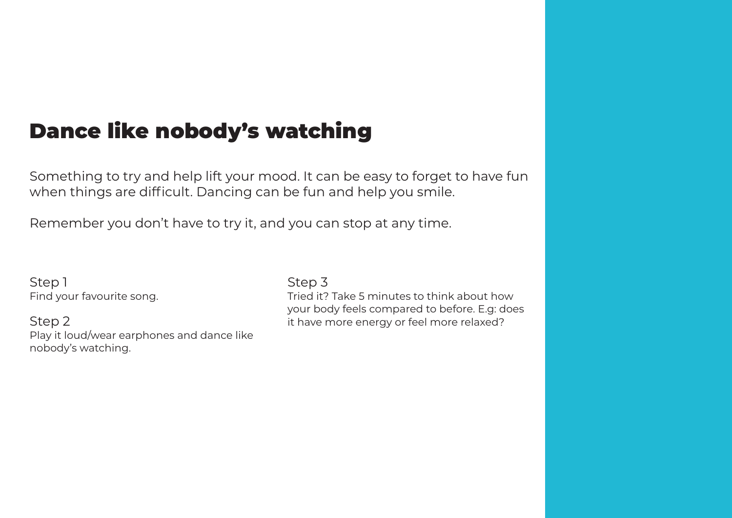# Dance like nobody's watching

Something to try and help lift your mood. It can be easy to forget to have fun when things are difficult. Dancing can be fun and help you smile.

Remember you don't have to try it, and you can stop at any time.

Step 1
Find your favourite song.

Step 2
Play it loud/wear earphones and dance like nobody's watching.

Step 3
Tried it? Take 5 minutes to think about how your body feels compared to before. E.g: does it have more energy or feel more relaxed?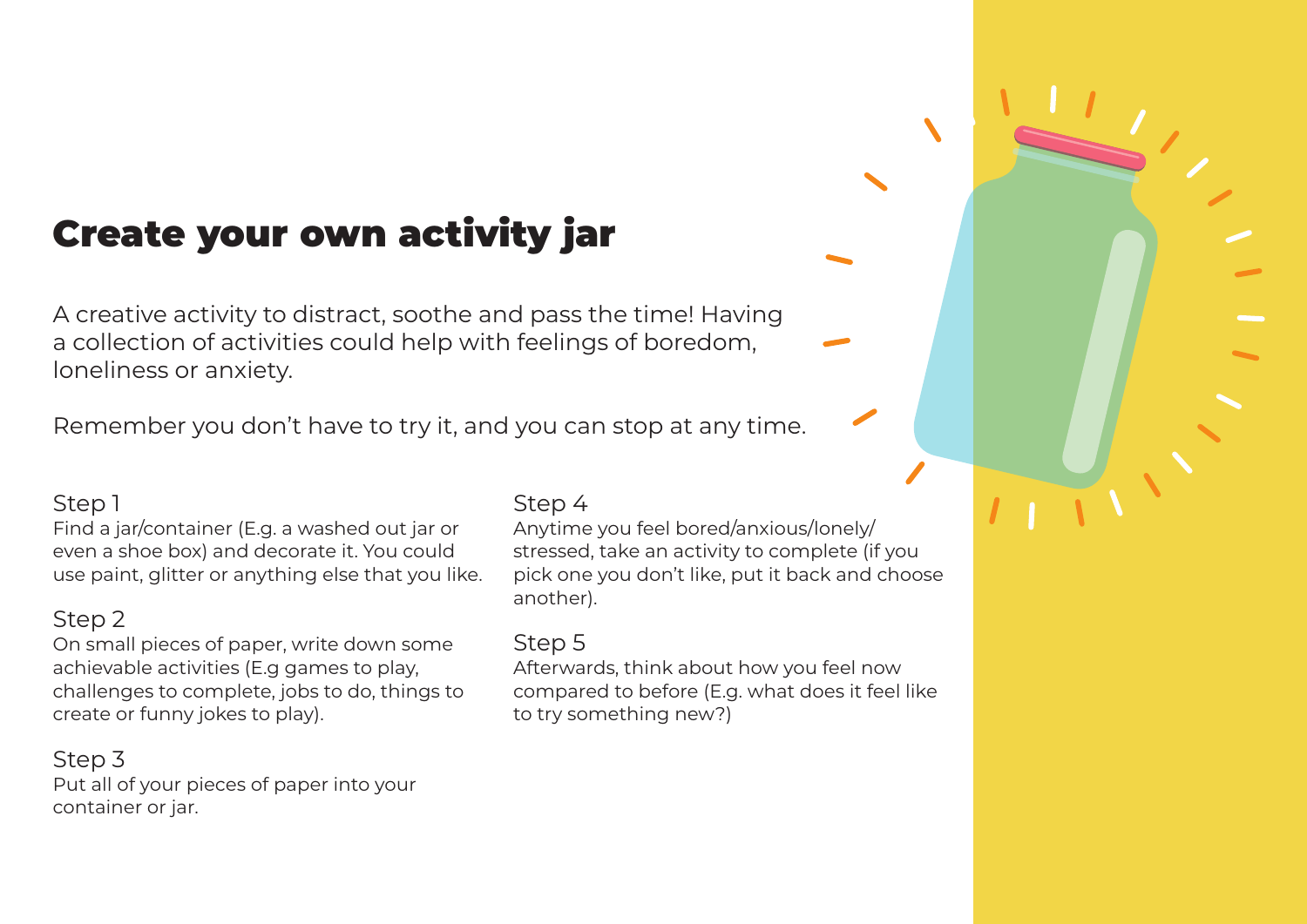# Create your own activity jar

A creative activity to distract, soothe and pass the time! Having a collection of activities could help with feelings of boredom, loneliness or anxiety.

Remember you don't have to try it, and you can stop at any time.

### Step 1
Find a jar/container (E.g. a washed out jar or even a shoe box) and decorate it. You could use paint, glitter or anything else that you like.

### Step 2
On small pieces of paper, write down some achievable activities (E.g games to play, challenges to complete, jobs to do, things to create or funny jokes to play).

### Step 3
Put all of your pieces of paper into your container or jar.

### Step 4
Anytime you feel bored/anxious/lonely/ stressed, take an activity to complete (if you pick one you don't like, put it back and choose another).

### Step 5
Afterwards, think about how you feel now compared to before (E.g. what does it feel like to try something new?)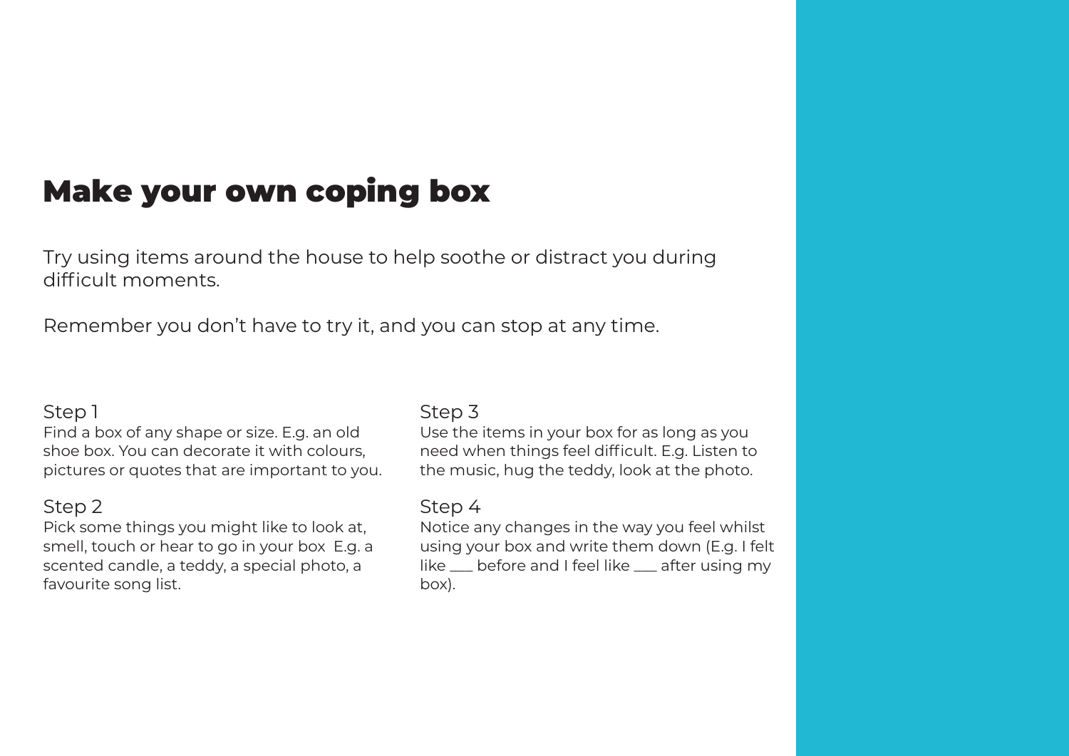# Make your own coping box

Try using items around the house to help soothe or distract you during difficult moments.

Remember you don't have to try it, and you can stop at any time.

Step 1
Find a box of any shape or size. E.g. an old shoe box. You can decorate it with colours, pictures or quotes that are important to you.

Step 2
Pick some things you might like to look at, smell, touch or hear to go in your box E.g. a scented candle, a teddy, a special photo, a favourite song list.

Step 3
Use the items in your box for as long as you need when things feel difficult. E.g. Listen to the music, hug the teddy, look at the photo.

Step 4
Notice any changes in the way you feel whilst using your box and write them down (E.g. I felt like ___ before and I feel like ___ after using my box).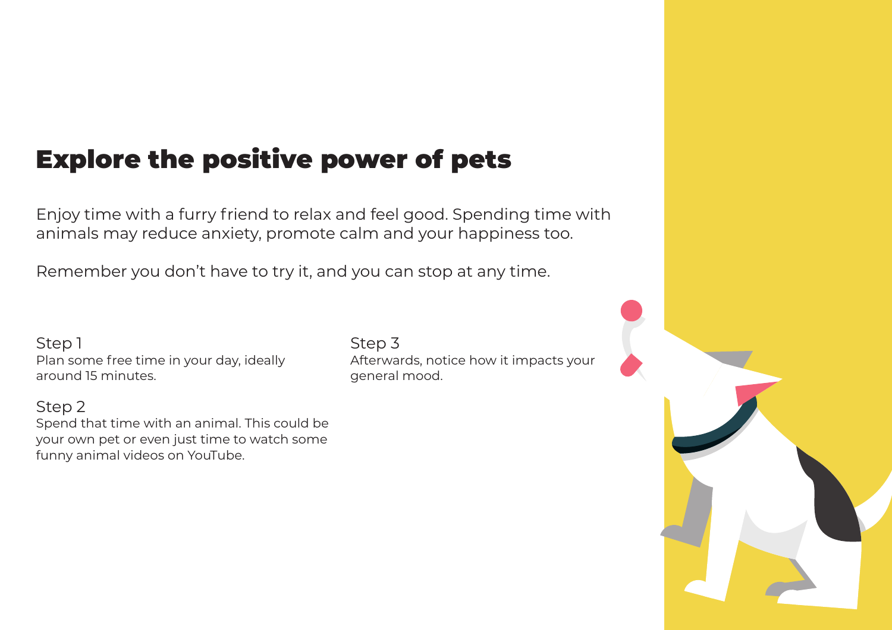# Explore the positive power of pets

Enjoy time with a furry friend to relax and feel good. Spending time with animals may reduce anxiety, promote calm and your happiness too.

Remember you don't have to try it, and you can stop at any time.

Step 1
Plan some free time in your day, ideally around 15 minutes.

Step 2
Spend that time with an animal. This could be your own pet or even just time to watch some funny animal videos on YouTube.

Step 3
Afterwards, notice how it impacts your general mood.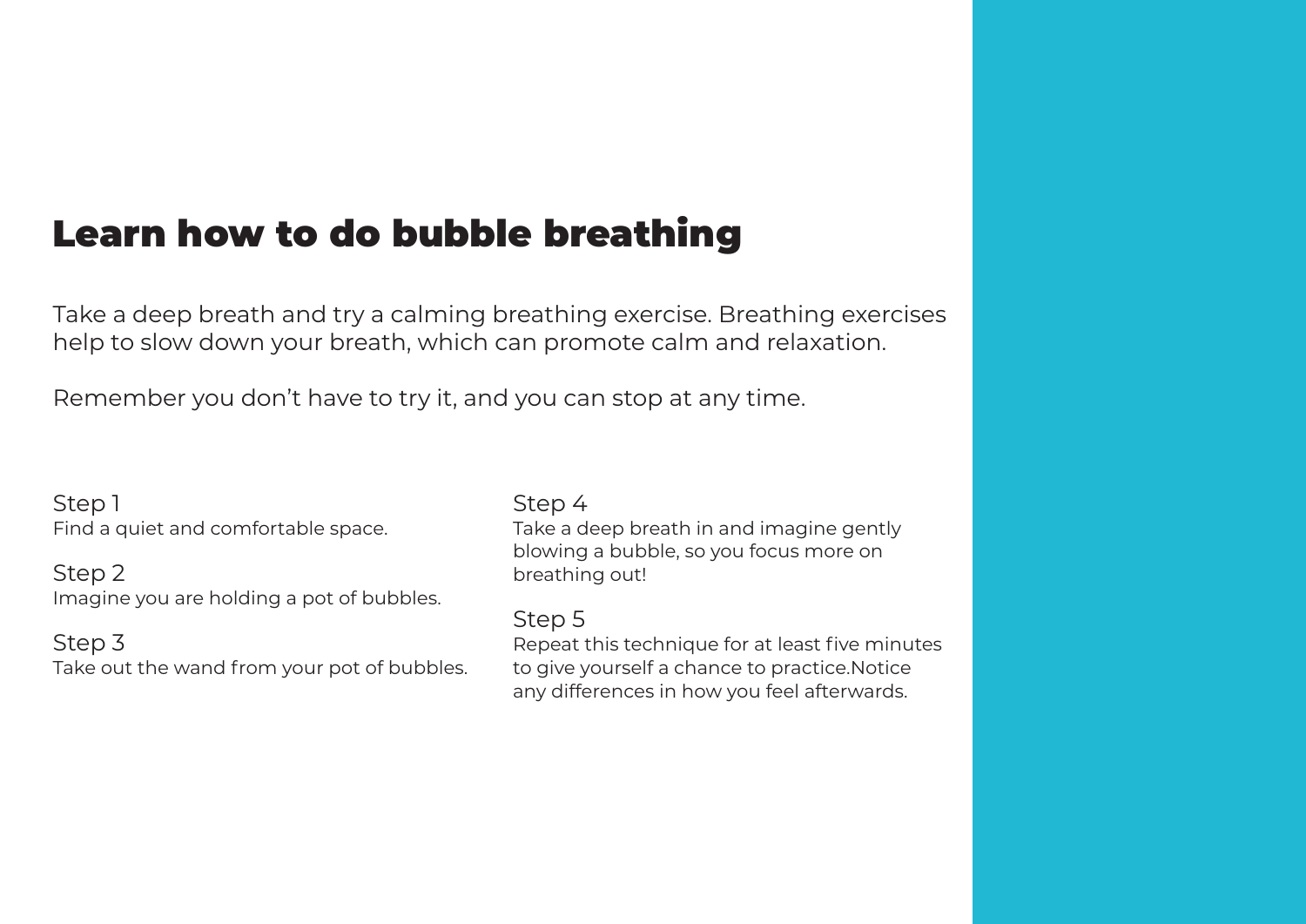# Learn how to do bubble breathing

Take a deep breath and try a calming breathing exercise. Breathing exercises help to slow down your breath, which can promote calm and relaxation.

Remember you don't have to try it, and you can stop at any time.

Step 1
Find a quiet and comfortable space.

Step 2
Imagine you are holding a pot of bubbles.

Step 3
Take out the wand from your pot of bubbles.

Step 4
Take a deep breath in and imagine gently blowing a bubble, so you focus more on breathing out!

Step 5
Repeat this technique for at least five minutes to give yourself a chance to practice.Notice any differences in how you feel afterwards.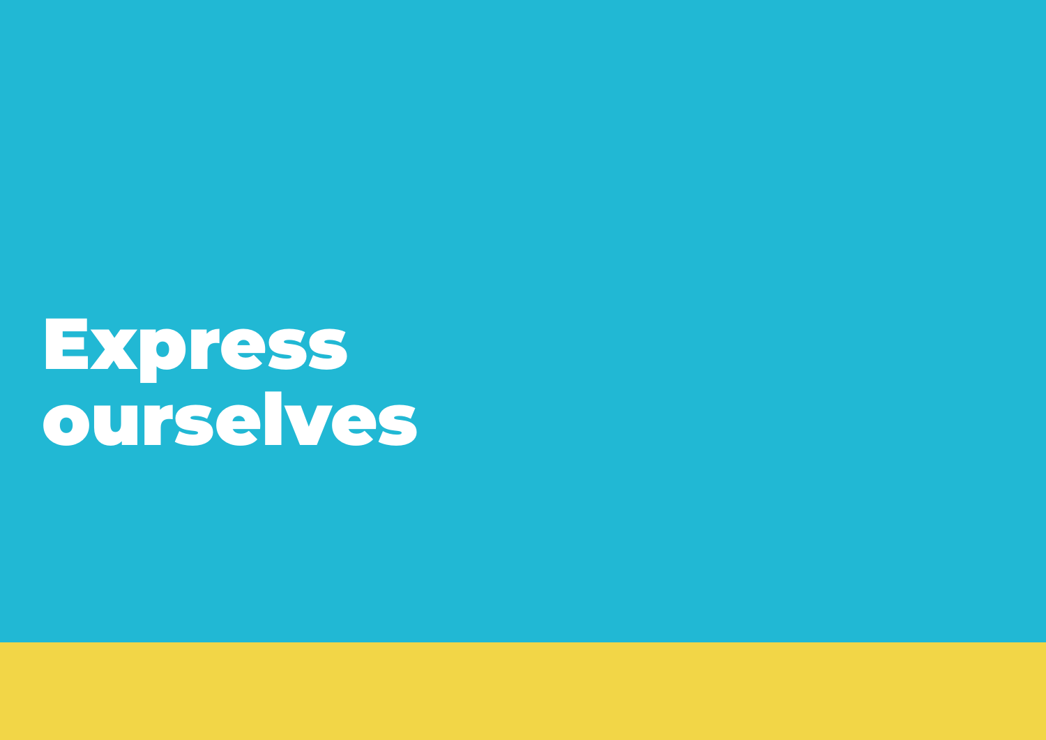# Express ourselves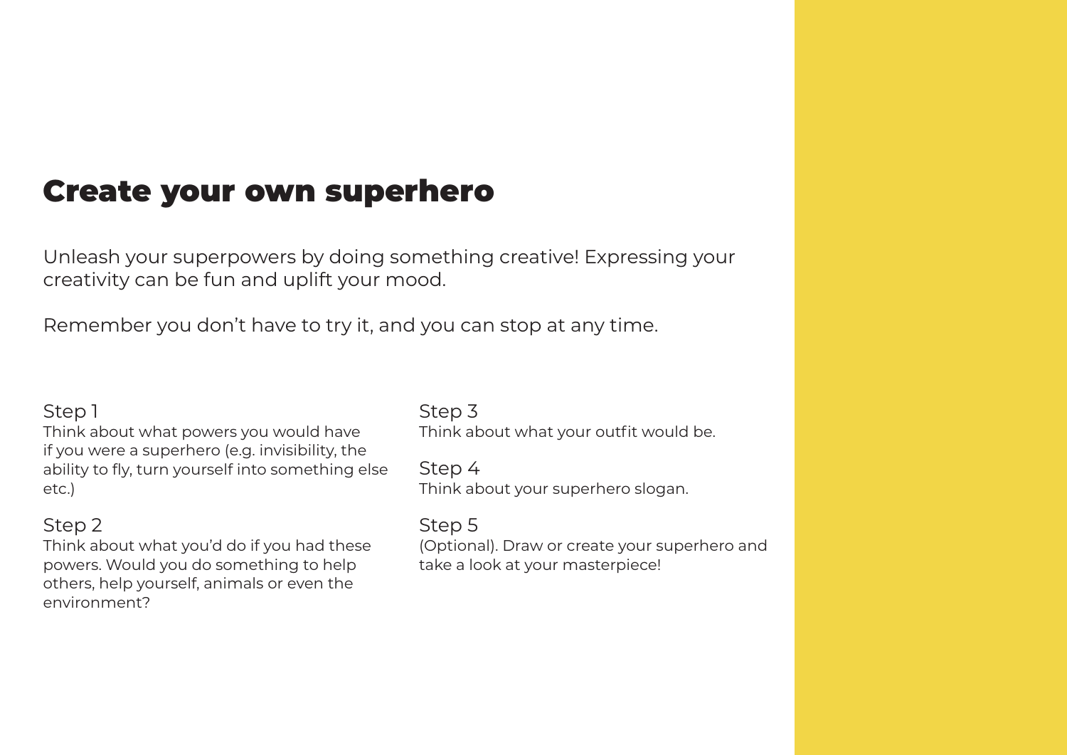# Create your own superhero

Unleash your superpowers by doing something creative! Expressing your creativity can be fun and uplift your mood.

Remember you don't have to try it, and you can stop at any time.

Step 1
Think about what powers you would have if you were a superhero (e.g. invisibility, the ability to fly, turn yourself into something else etc.)

Step 2
Think about what you'd do if you had these powers. Would you do something to help others, help yourself, animals or even the environment?

Step 3
Think about what your outfit would be.

Step 4
Think about your superhero slogan.

Step 5
(Optional). Draw or create your superhero and take a look at your masterpiece!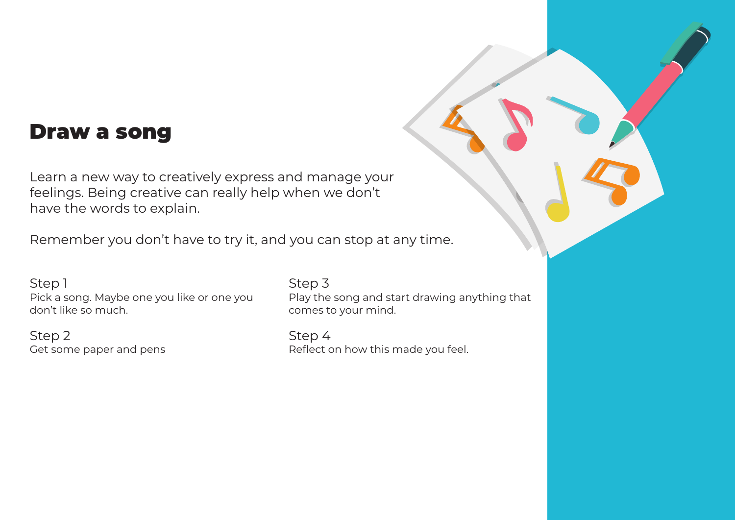# Draw a song

Learn a new way to creatively express and manage your feelings. Being creative can really help when we don't have the words to explain.

Remember you don't have to try it, and you can stop at any time.

Step 1
Pick a song. Maybe one you like or one you don't like so much.

Step 2
Get some paper and pens

Step 3
Play the song and start drawing anything that comes to your mind.

Step 4
Reflect on how this made you feel.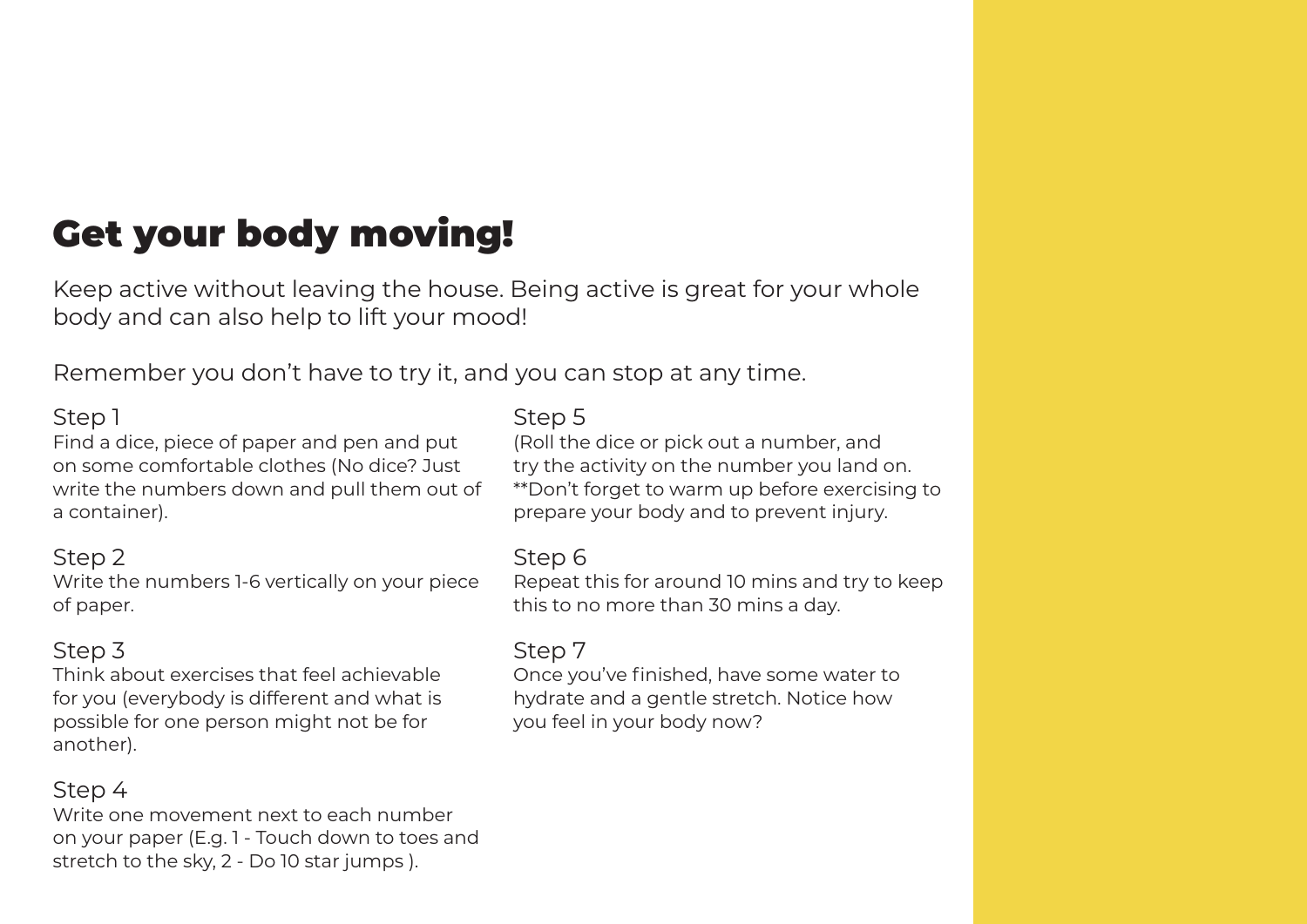# Get your body moving!

Keep active without leaving the house. Being active is great for your whole body and can also help to lift your mood!

Remember you don't have to try it, and you can stop at any time.

Step 1
Find a dice, piece of paper and pen and put on some comfortable clothes (No dice? Just write the numbers down and pull them out of a container).

Step 2
Write the numbers 1-6 vertically on your piece of paper.

Step 3
Think about exercises that feel achievable for you (everybody is different and what is possible for one person might not be for another).

Step 4
Write one movement next to each number on your paper (E.g. 1 - Touch down to toes and stretch to the sky, 2 - Do 10 star jumps ).

Step 5
(Roll the dice or pick out a number, and try the activity on the number you land on. **Don't forget to warm up before exercising to prepare your body and to prevent injury.

Step 6
Repeat this for around 10 mins and try to keep this to no more than 30 mins a day.

Step 7
Once you've finished, have some water to hydrate and a gentle stretch. Notice how you feel in your body now?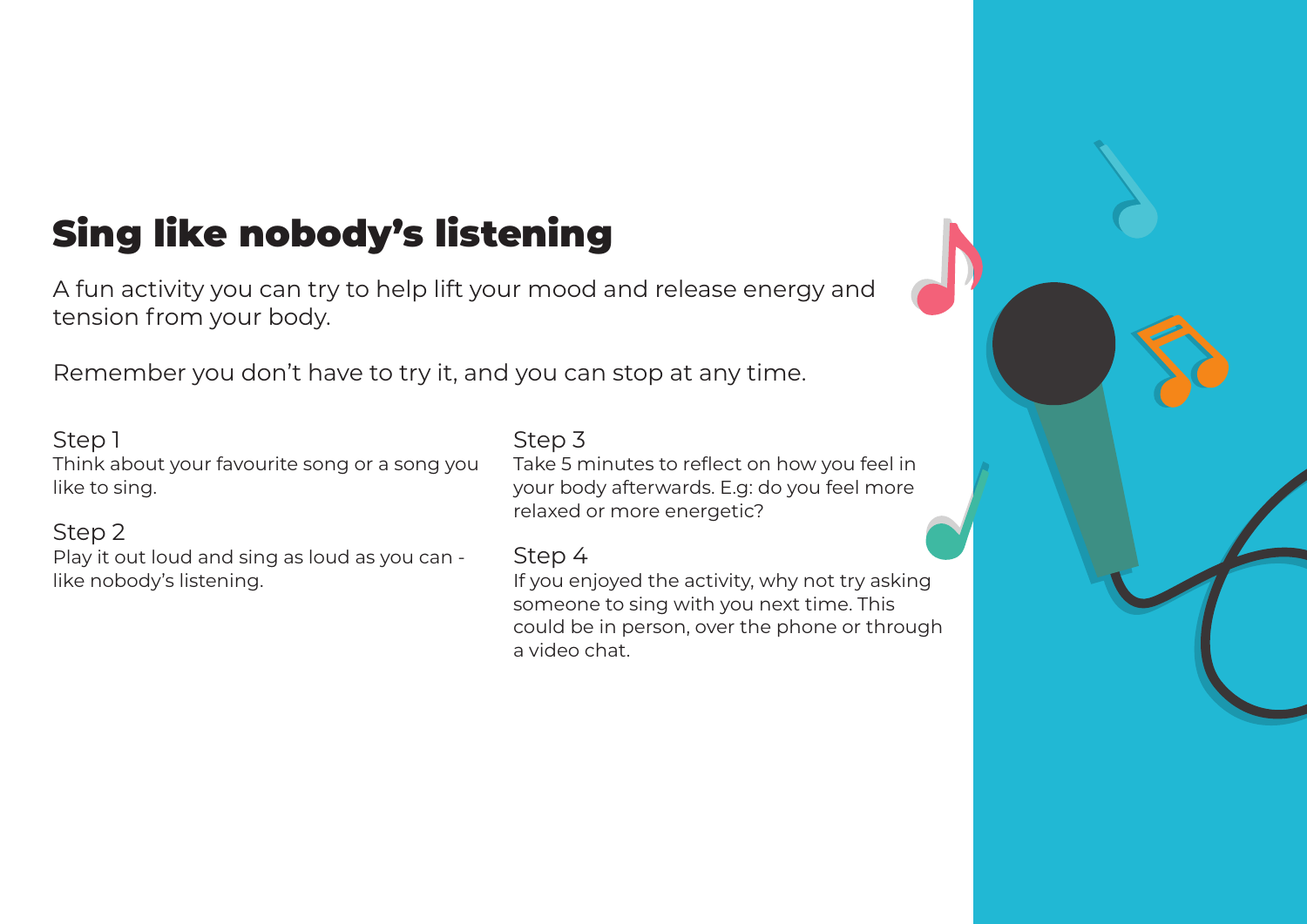# Sing like nobody's listening

A fun activity you can try to help lift your mood and release energy and tension from your body.

Remember you don't have to try it, and you can stop at any time.

Step 1
Think about your favourite song or a song you like to sing.

Step 2
Play it out loud and sing as loud as you can - like nobody's listening.

Step 3
Take 5 minutes to reflect on how you feel in your body afterwards. E.g: do you feel more relaxed or more energetic?

Step 4
If you enjoyed the activity, why not try asking someone to sing with you next time. This could be in person, over the phone or through a video chat.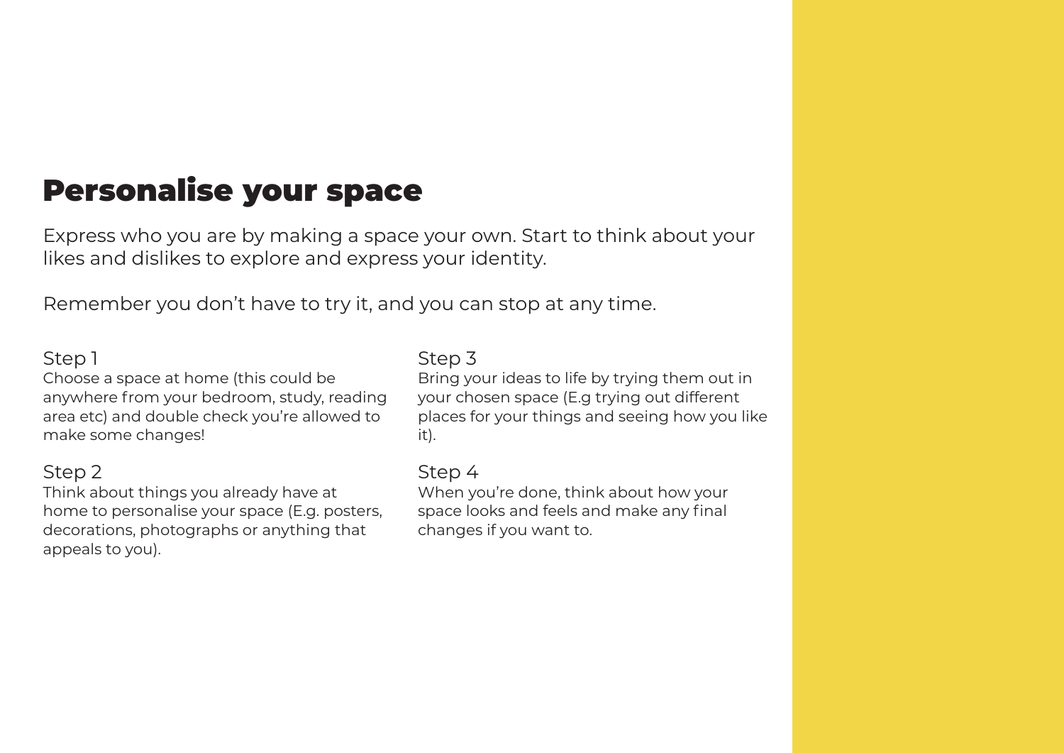# Personalise your space

Express who you are by making a space your own. Start to think about your likes and dislikes to explore and express your identity.

Remember you don't have to try it, and you can stop at any time.

Step 1
Choose a space at home (this could be anywhere from your bedroom, study, reading area etc) and double check you're allowed to make some changes!

Step 2
Think about things you already have at home to personalise your space (E.g. posters, decorations, photographs or anything that appeals to you).

Step 3
Bring your ideas to life by trying them out in your chosen space (E.g trying out different places for your things and seeing how you like it).

Step 4
When you're done, think about how your space looks and feels and make any final changes if you want to.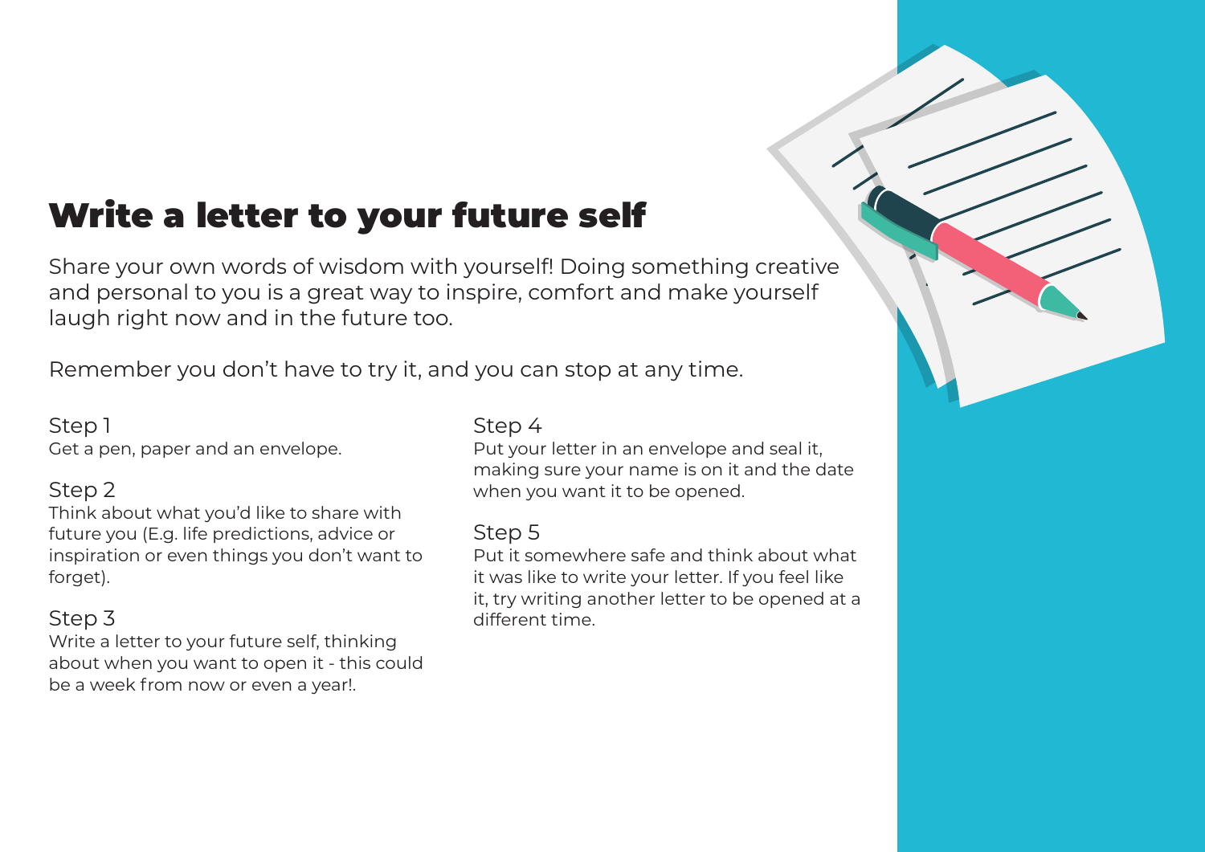# Write a letter to your future self

Share your own words of wisdom with yourself! Doing something creative and personal to you is a great way to inspire, comfort and make yourself laugh right now and in the future too.

Remember you don't have to try it, and you can stop at any time.

### Step 1
Get a pen, paper and an envelope.

### Step 2
Think about what you'd like to share with future you (E.g. life predictions, advice or inspiration or even things you don't want to forget).

### Step 3
Write a letter to your future self, thinking about when you want to open it - this could be a week from now or even a year!.

### Step 4
Put your letter in an envelope and seal it, making sure your name is on it and the date when you want it to be opened.

### Step 5
Put it somewhere safe and think about what it was like to write your letter. If you feel like it, try writing another letter to be opened at a different time.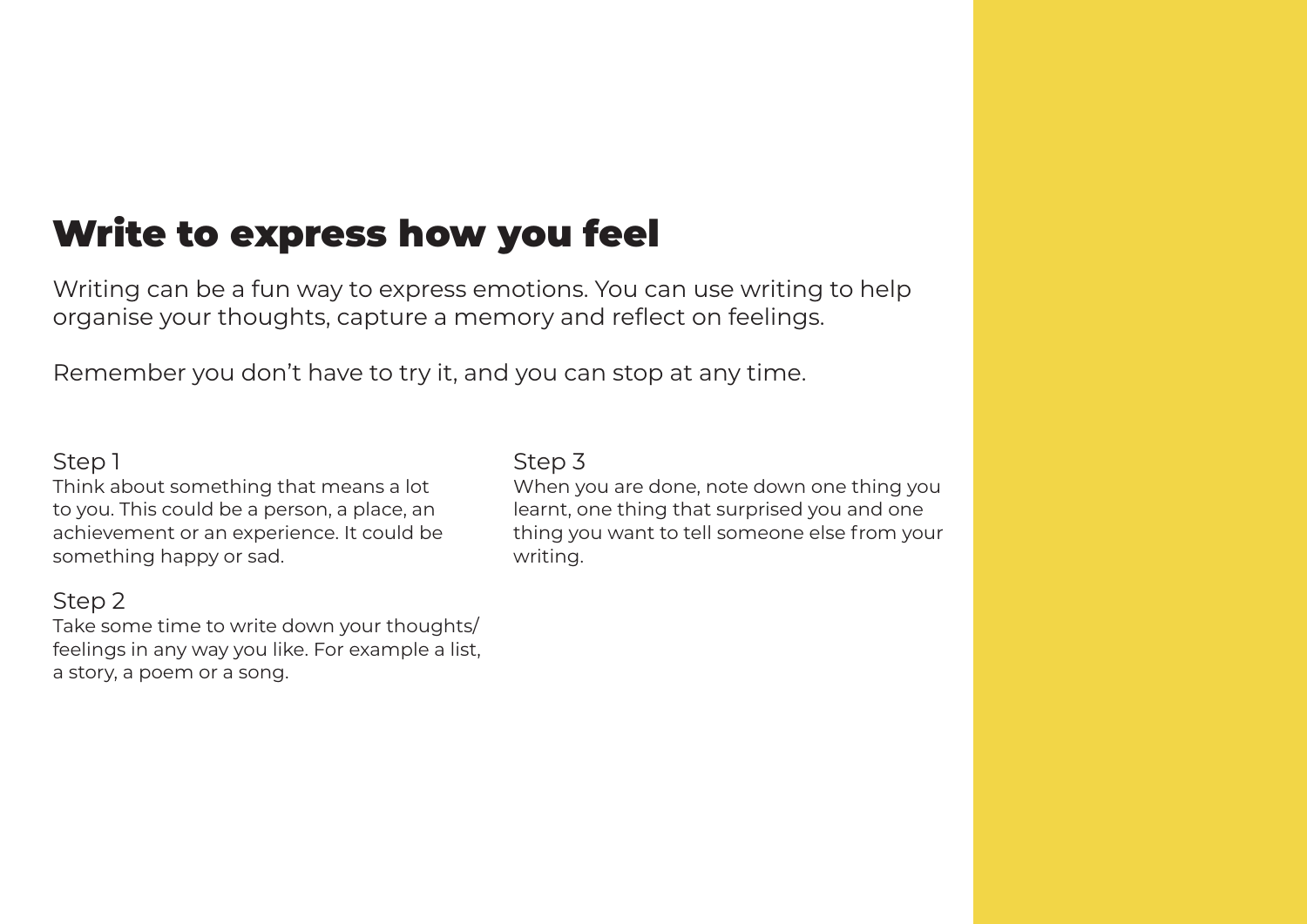# Write to express how you feel

Writing can be a fun way to express emotions. You can use writing to help organise your thoughts, capture a memory and reflect on feelings.

Remember you don't have to try it, and you can stop at any time.

### Step 1

Think about something that means a lot to you. This could be a person, a place, an achievement or an experience. It could be something happy or sad.

### Step 2

Take some time to write down your thoughts/feelings in any way you like. For example a list, a story, a poem or a song.

### Step 3

When you are done, note down one thing you learnt, one thing that surprised you and one thing you want to tell someone else from your writing.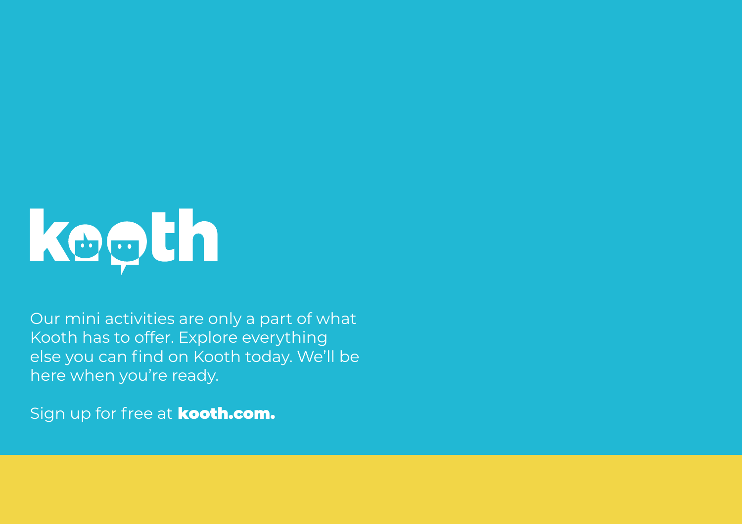kooth

Our mini activities are only a part of what Kooth has to offer. Explore everything else you can find on Kooth today. We'll be here when you're ready.

Sign up for free at **kooth.com.**